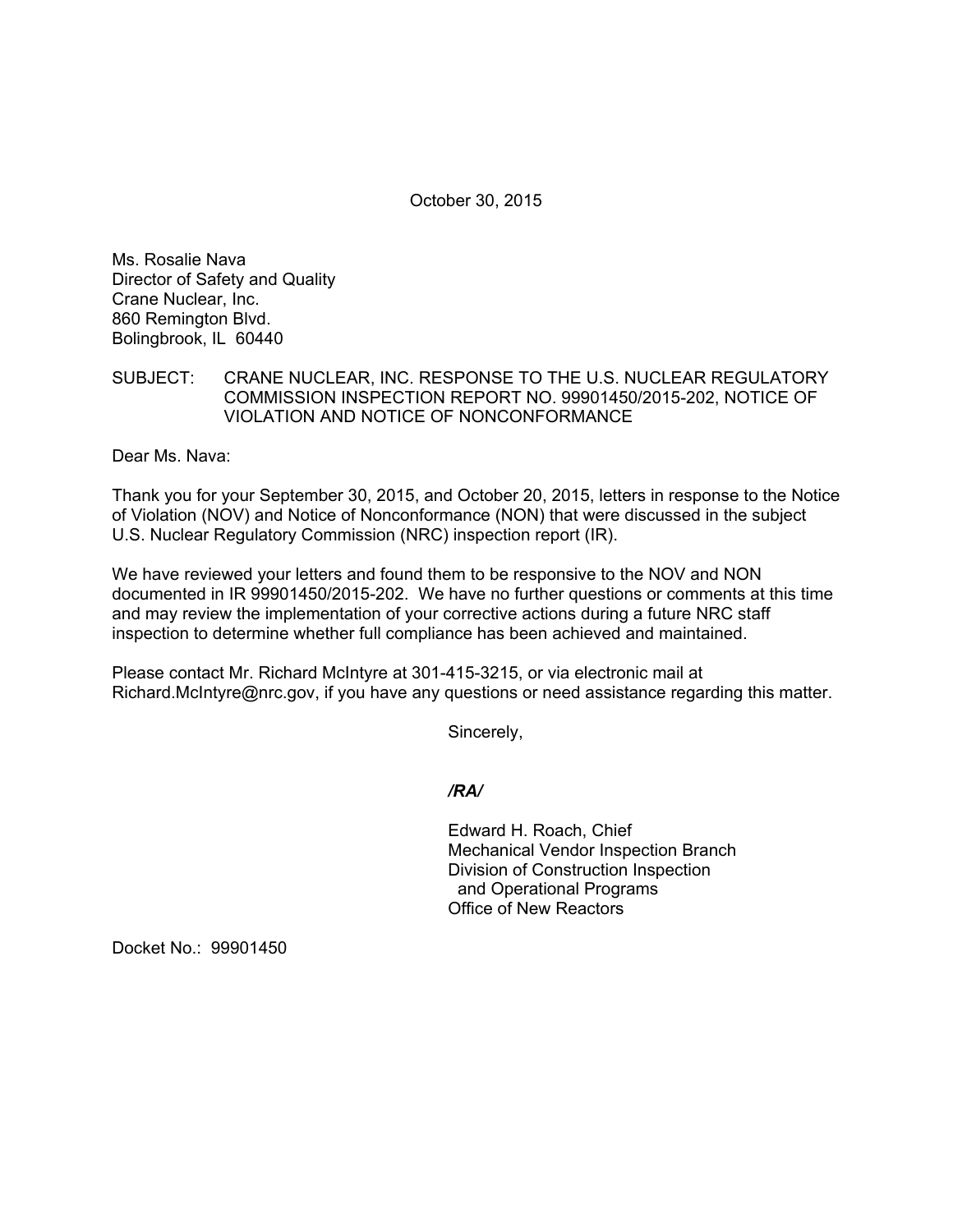October 30, 2015

Ms. Rosalie Nava
Director of Safety and Quality
Crane Nuclear, Inc.
860 Remington Blvd.
Bolingbrook, IL 60440

SUBJECT: CRANE NUCLEAR, INC. RESPONSE TO THE U.S. NUCLEAR REGULATORY COMMISSION INSPECTION REPORT NO. 99901450/2015-202, NOTICE OF VIOLATION AND NOTICE OF NONCONFORMANCE

Dear Ms. Nava:

Thank you for your September 30, 2015, and October 20, 2015, letters in response to the Notice of Violation (NOV) and Notice of Nonconformance (NON) that were discussed in the subject U.S. Nuclear Regulatory Commission (NRC) inspection report (IR).

We have reviewed your letters and found them to be responsive to the NOV and NON documented in IR 99901450/2015-202. We have no further questions or comments at this time and may review the implementation of your corrective actions during a future NRC staff inspection to determine whether full compliance has been achieved and maintained.

Please contact Mr. Richard McIntyre at 301-415-3215, or via electronic mail at Richard.McIntyre@nrc.gov, if you have any questions or need assistance regarding this matter.

Sincerely,

***/RA/***

Edward H. Roach, Chief
Mechanical Vendor Inspection Branch
Division of Construction Inspection
and Operational Programs
Office of New Reactors

Docket No.: 99901450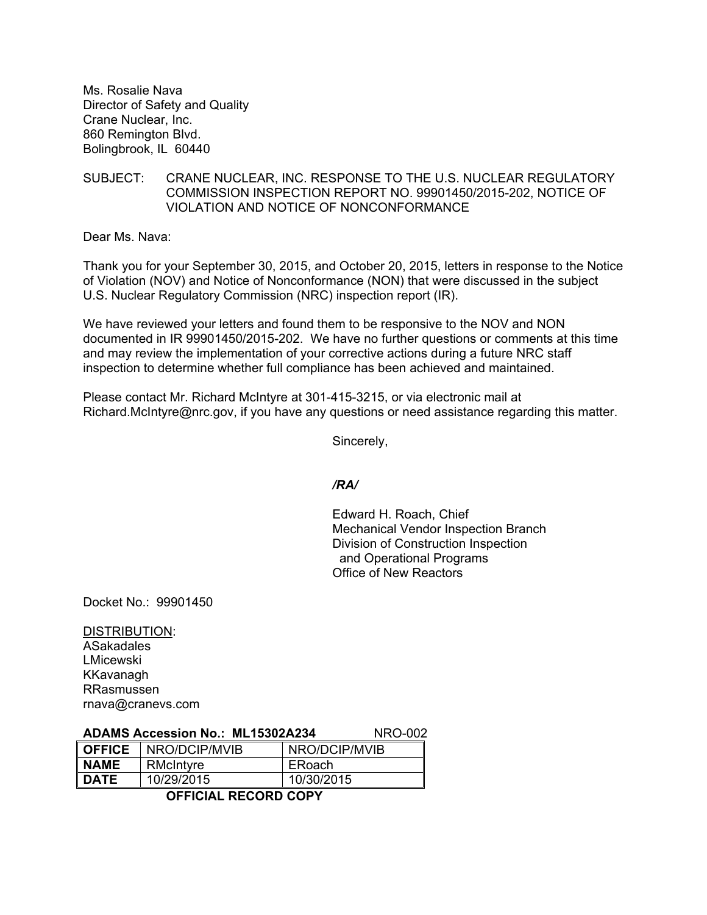Ms. Rosalie Nava
Director of Safety and Quality
Crane Nuclear, Inc.
860 Remington Blvd.
Bolingbrook, IL 60440

SUBJECT: CRANE NUCLEAR, INC. RESPONSE TO THE U.S. NUCLEAR REGULATORY COMMISSION INSPECTION REPORT NO. 99901450/2015-202, NOTICE OF VIOLATION AND NOTICE OF NONCONFORMANCE

Dear Ms. Nava:

Thank you for your September 30, 2015, and October 20, 2015, letters in response to the Notice of Violation (NOV) and Notice of Nonconformance (NON) that were discussed in the subject U.S. Nuclear Regulatory Commission (NRC) inspection report (IR).

We have reviewed your letters and found them to be responsive to the NOV and NON documented in IR 99901450/2015-202. We have no further questions or comments at this time and may review the implementation of your corrective actions during a future NRC staff inspection to determine whether full compliance has been achieved and maintained.

Please contact Mr. Richard McIntyre at 301-415-3215, or via electronic mail at Richard.McIntyre@nrc.gov, if you have any questions or need assistance regarding this matter.

Sincerely,

*/RA/*

Edward H. Roach, Chief
Mechanical Vendor Inspection Branch
Division of Construction Inspection
and Operational Programs
Office of New Reactors

Docket No.: 99901450

DISTRIBUTION:
ASakadales
LMicewski
KKavanagh
RRasmussen
rnava@cranevs.com

**ADAMS Accession No.: ML15302A234** NRO-002

| **OFFICE** | NRO/DCIP/MVIB | NRO/DCIP/MVIB |
|---|---|---|
| **NAME** | RMcIntyre | ERoach |
| **DATE** | 10/29/2015 | 10/30/2015 |

**OFFICIAL RECORD COPY**